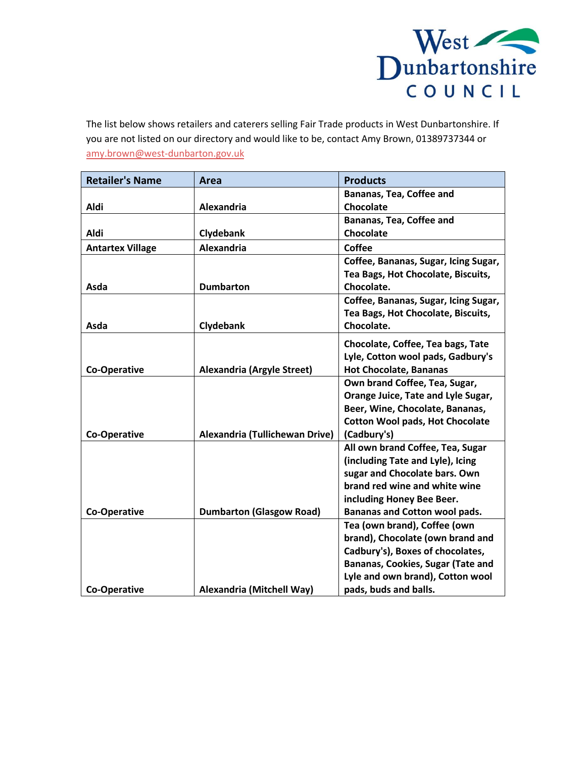The list below shows retailers and caterers selling Fair Trade products in West Dunbartonshire. If you are not listed on our directory and would like to be, contact Amy Brown, 01389737344 or amy.brown@west-dunbarton.gov.uk

| Retailer's Name | Area | Products |
| --- | --- | --- |
| Aldi | Alexandria | Bananas, Tea, Coffee and Chocolate |
| Aldi | Clydebank | Bananas, Tea, Coffee and Chocolate |
| Antartex Village | Alexandria | Coffee |
| Asda | Dumbarton | Coffee, Bananas, Sugar, Icing Sugar, Tea Bags, Hot Chocolate, Biscuits, Chocolate. |
| Asda | Clydebank | Coffee, Bananas, Sugar, Icing Sugar, Tea Bags, Hot Chocolate, Biscuits, Chocolate. |
| Co-Operative | Alexandria (Argyle Street) | Chocolate, Coffee, Tea bags, Tate Lyle, Cotton wool pads, Gadbury's Hot Chocolate, Bananas |
| Co-Operative | Alexandria (Tullichewan Drive) | Own brand Coffee, Tea, Sugar, Orange Juice, Tate and Lyle Sugar, Beer, Wine, Chocolate, Bananas, Cotton Wool pads, Hot Chocolate (Cadbury's) |
| Co-Operative | Dumbarton (Glasgow Road) | All own brand Coffee, Tea, Sugar (including Tate and Lyle), Icing sugar and Chocolate bars. Own brand red wine and white wine including Honey Bee Beer. Bananas and Cotton wool pads. |
| Co-Operative | Alexandria (Mitchell Way) | Tea (own brand), Coffee (own brand), Chocolate (own brand and Cadbury's), Boxes of chocolates, Bananas, Cookies, Sugar (Tate and Lyle and own brand), Cotton wool pads, buds and balls. |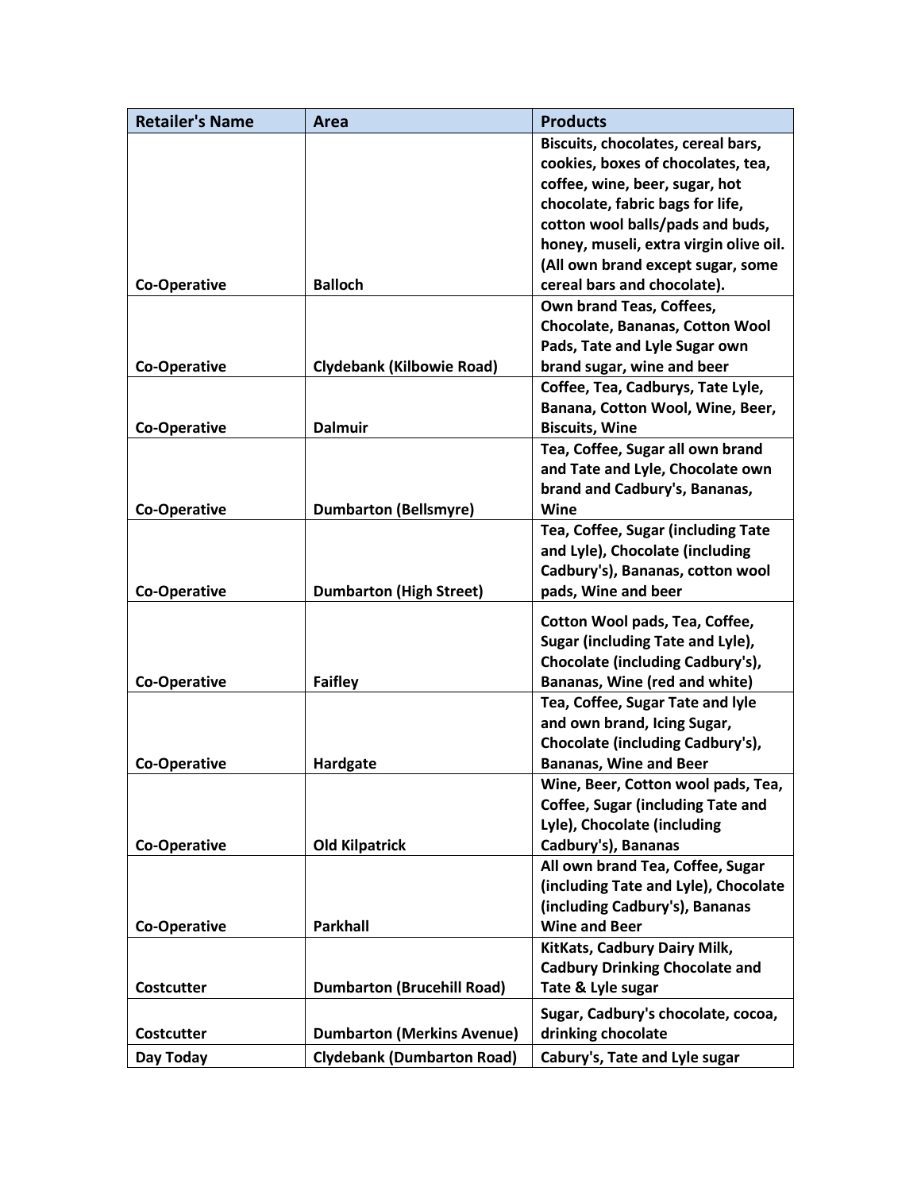| Retailer's Name | Area | Products |
|---|---|---|
| Co-Operative | Balloch | Biscuits, chocolates, cereal bars, cookies, boxes of chocolates, tea, coffee, wine, beer, sugar, hot chocolate, fabric bags for life, cotton wool balls/pads and buds, honey, museli, extra virgin olive oil. (All own brand except sugar, some cereal bars and chocolate). |
| Co-Operative | Clydebank (Kilbowie Road) | Own brand Teas, Coffees, Chocolate, Bananas, Cotton Wool Pads, Tate and Lyle Sugar own brand sugar, wine and beer |
| Co-Operative | Dalmuir | Coffee, Tea, Cadburys, Tate Lyle, Banana, Cotton Wool, Wine, Beer, Biscuits, Wine |
| Co-Operative | Dumbarton (Bellsmyre) | Tea, Coffee, Sugar all own brand and Tate and Lyle, Chocolate own brand and Cadbury's, Bananas, Wine |
| Co-Operative | Dumbarton (High Street) | Tea, Coffee, Sugar (including Tate and Lyle), Chocolate (including Cadbury's), Bananas, cotton wool pads, Wine and beer |
| Co-Operative | Faifley | Cotton Wool pads, Tea, Coffee, Sugar (including Tate and Lyle), Chocolate (including Cadbury's), Bananas, Wine (red and white) |
| Co-Operative | Hardgate | Tea, Coffee, Sugar Tate and lyle and own brand, Icing Sugar, Chocolate (including Cadbury's), Bananas, Wine and Beer |
| Co-Operative | Old Kilpatrick | Wine, Beer, Cotton wool pads, Tea, Coffee, Sugar (including Tate and Lyle), Chocolate (including Cadbury's), Bananas |
| Co-Operative | Parkhall | All own brand Tea, Coffee, Sugar (including Tate and Lyle), Chocolate (including Cadbury's), Bananas Wine and Beer |
| Costcutter | Dumbarton (Brucehill Road) | KitKats, Cadbury Dairy Milk, Cadbury Drinking Chocolate and Tate & Lyle sugar |
| Costcutter | Dumbarton (Merkins Avenue) | Sugar, Cadbury's chocolate, cocoa, drinking chocolate |
| Day Today | Clydebank (Dumbarton Road) | Cabury's, Tate and Lyle sugar |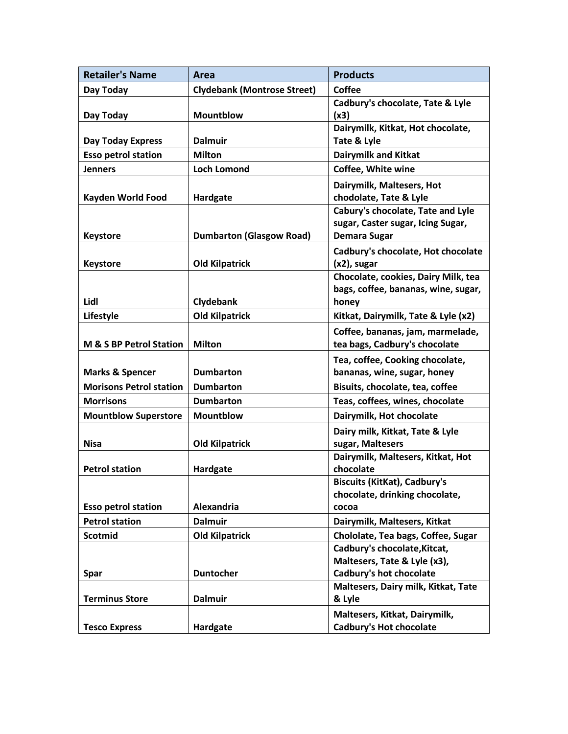| Retailer's Name | Area | Products |
|---|---|---|
| Day Today | Clydebank (Montrose Street) | Coffee |
| Day Today | Mountblow | Cadbury's chocolate, Tate & Lyle (x3) |
| Day Today Express | Dalmuir | Dairymilk, Kitkat, Hot chocolate, Tate & Lyle |
| Esso petrol station | Milton | Dairymilk and Kitkat |
| Jenners | Loch Lomond | Coffee, White wine |
| Kayden World Food | Hardgate | Dairymilk, Maltesers, Hot chodolate, Tate & Lyle |
| Keystore | Dumbarton (Glasgow Road) | Cabury's chocolate, Tate and Lyle sugar, Caster sugar, Icing Sugar, Demara Sugar |
| Keystore | Old Kilpatrick | Cadbury's chocolate, Hot chocolate (x2), sugar |
| Lidl | Clydebank | Chocolate, cookies, Dairy Milk, tea bags, coffee, bananas, wine, sugar, honey |
| Lifestyle | Old Kilpatrick | Kitkat, Dairymilk, Tate & Lyle (x2) |
| M & S BP Petrol Station | Milton | Coffee, bananas, jam, marmelade, tea bags, Cadbury's chocolate |
| Marks & Spencer | Dumbarton | Tea, coffee, Cooking chocolate, bananas, wine, sugar, honey |
| Morisons Petrol station | Dumbarton | Bisuits, chocolate, tea, coffee |
| Morrisons | Dumbarton | Teas, coffees, wines, chocolate |
| Mountblow Superstore | Mountblow | Dairymilk, Hot chocolate |
| Nisa | Old Kilpatrick | Dairy milk, Kitkat, Tate & Lyle sugar, Maltesers |
| Petrol station | Hardgate | Dairymilk, Maltesers, Kitkat, Hot chocolate |
| Esso petrol station | Alexandria | Biscuits (KitKat), Cadbury's chocolate, drinking chocolate, cocoa |
| Petrol station | Dalmuir | Dairymilk, Maltesers, Kitkat |
| Scotmid | Old Kilpatrick | Chololate, Tea bags, Coffee, Sugar |
| Spar | Duntocher | Cadbury's chocolate,Kitcat, Maltesers, Tate & Lyle (x3), Cadbury's hot chocolate |
| Terminus Store | Dalmuir | Maltesers, Dairy milk, Kitkat, Tate & Lyle |
| Tesco Express | Hardgate | Maltesers, Kitkat, Dairymilk, Cadbury's Hot chocolate |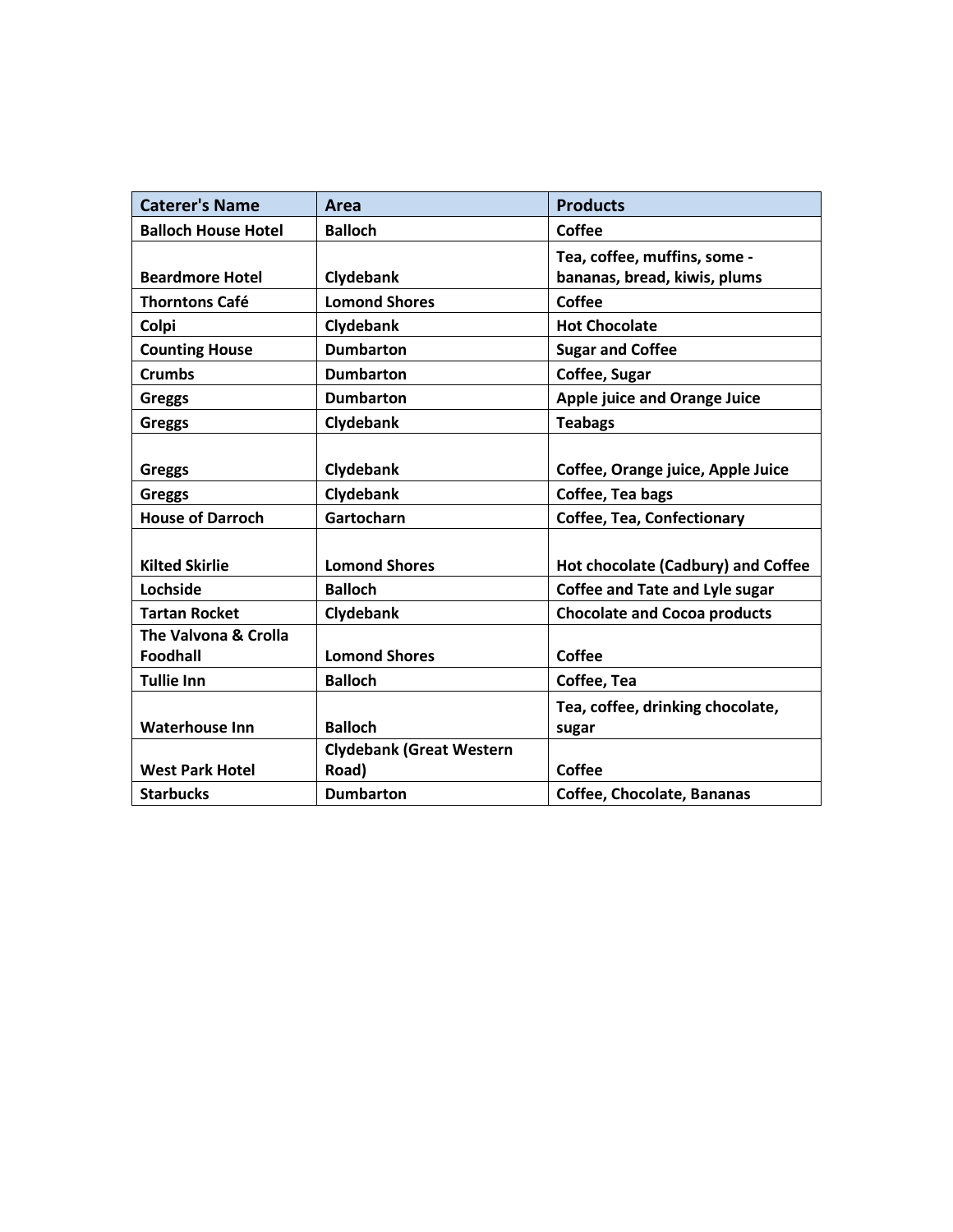| Caterer's Name | Area | Products |
|---|---|---|
| Balloch House Hotel | Balloch | Coffee |
| Beardmore Hotel | Clydebank | Tea, coffee, muffins, some - bananas, bread, kiwis, plums |
| Thorntons Café | Lomond Shores | Coffee |
| Colpi | Clydebank | Hot Chocolate |
| Counting House | Dumbarton | Sugar and Coffee |
| Crumbs | Dumbarton | Coffee, Sugar |
| Greggs | Dumbarton | Apple juice and Orange Juice |
| Greggs | Clydebank | Teabags |
| Greggs | Clydebank | Coffee, Orange juice, Apple Juice |
| Greggs | Clydebank | Coffee, Tea bags |
| House of Darroch | Gartocharn | Coffee, Tea, Confectionary |
| Kilted Skirlie | Lomond Shores | Hot chocolate (Cadbury) and Coffee |
| Lochside | Balloch | Coffee and Tate and Lyle sugar |
| Tartan Rocket | Clydebank | Chocolate and Cocoa products |
| The Valvona & Crolla Foodhall | Lomond Shores | Coffee |
| Tullie Inn | Balloch | Coffee, Tea |
| Waterhouse Inn | Balloch | Tea, coffee, drinking chocolate, sugar |
| West Park Hotel | Clydebank (Great Western Road) | Coffee |
| Starbucks | Dumbarton | Coffee, Chocolate, Bananas |